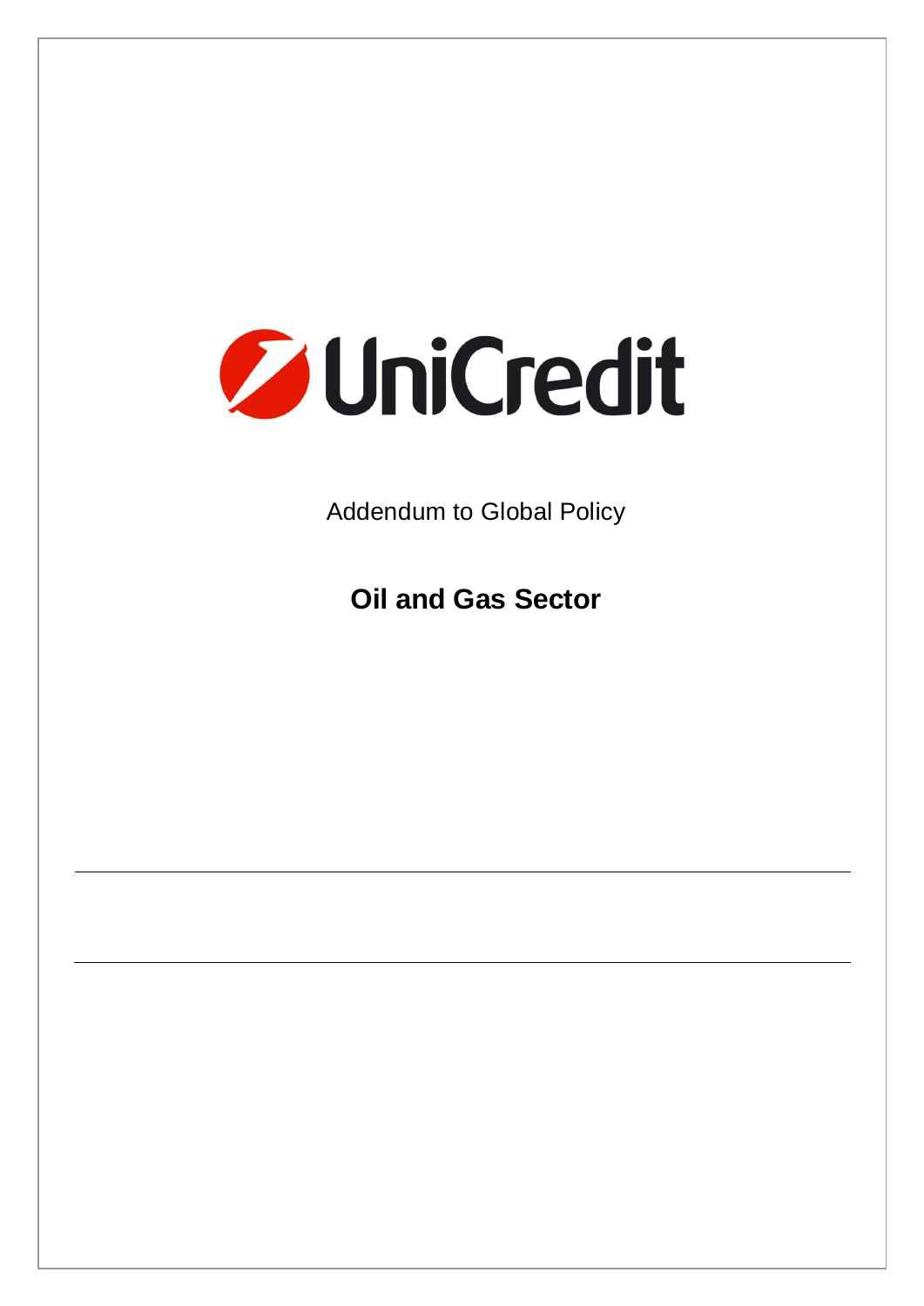UniCredit

Addendum to Global Policy

# Oil and Gas Sector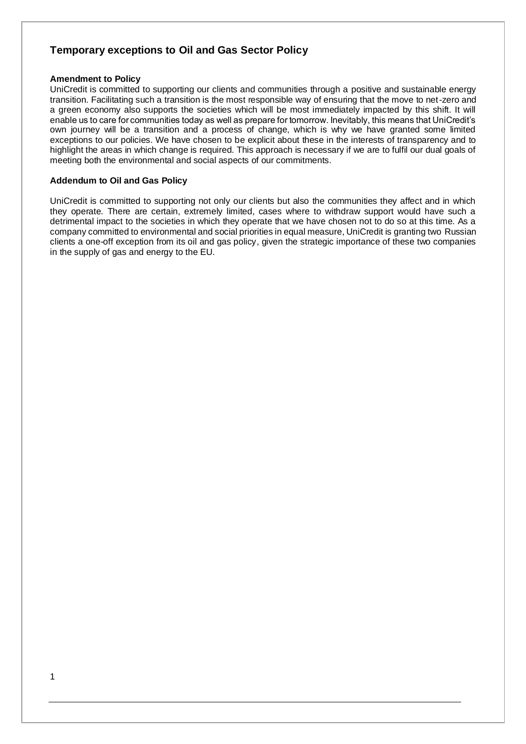## Temporary exceptions to Oil and Gas Sector Policy

**Amendment to Policy**

UniCredit is committed to supporting our clients and communities through a positive and sustainable energy transition. Facilitating such a transition is the most responsible way of ensuring that the move to net-zero and a green economy also supports the societies which will be most immediately impacted by this shift. It will enable us to care for communities today as well as prepare for tomorrow. Inevitably, this means that UniCredit's own journey will be a transition and a process of change, which is why we have granted some limited exceptions to our policies. We have chosen to be explicit about these in the interests of transparency and to highlight the areas in which change is required. This approach is necessary if we are to fulfil our dual goals of meeting both the environmental and social aspects of our commitments.

**Addendum to Oil and Gas Policy**

UniCredit is committed to supporting not only our clients but also the communities they affect and in which they operate. There are certain, extremely limited, cases where to withdraw support would have such a detrimental impact to the societies in which they operate that we have chosen not to do so at this time. As a company committed to environmental and social priorities in equal measure, UniCredit is granting two Russian clients a one-off exception from its oil and gas policy, given the strategic importance of these two companies in the supply of gas and energy to the EU.